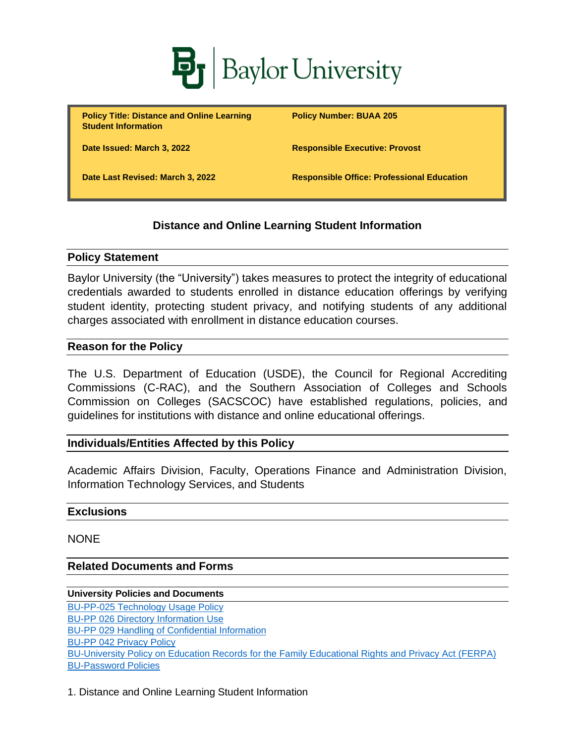Baylor University

| | |
|---|---|
| **Policy Title: Distance and Online Learning Student Information** | **Policy Number: BUAA 205** |
| **Date Issued: March 3, 2022** | **Responsible Executive: Provost** |
| **Date Last Revised: March 3, 2022** | **Responsible Office: Professional Education** |

# Distance and Online Learning Student Information

## Policy Statement

Baylor University (the "University") takes measures to protect the integrity of educational credentials awarded to students enrolled in distance education offerings by verifying student identity, protecting student privacy, and notifying students of any additional charges associated with enrollment in distance education courses.

## Reason for the Policy

The U.S. Department of Education (USDE), the Council for Regional Accrediting Commissions (C-RAC), and the Southern Association of Colleges and Schools Commission on Colleges (SACSCOC) have established regulations, policies, and guidelines for institutions with distance and online educational offerings.

## Individuals/Entities Affected by this Policy

Academic Affairs Division, Faculty, Operations Finance and Administration Division, Information Technology Services, and Students

## Exclusions

NONE

## Related Documents and Forms

### University Policies and Documents

BU-PP-025 Technology Usage Policy
BU-PP 026 Directory Information Use
BU-PP 029 Handling of Confidential Information
BU-PP 042 Privacy Policy
BU-University Policy on Education Records for the Family Educational Rights and Privacy Act (FERPA)
BU-Password Policies

1. Distance and Online Learning Student Information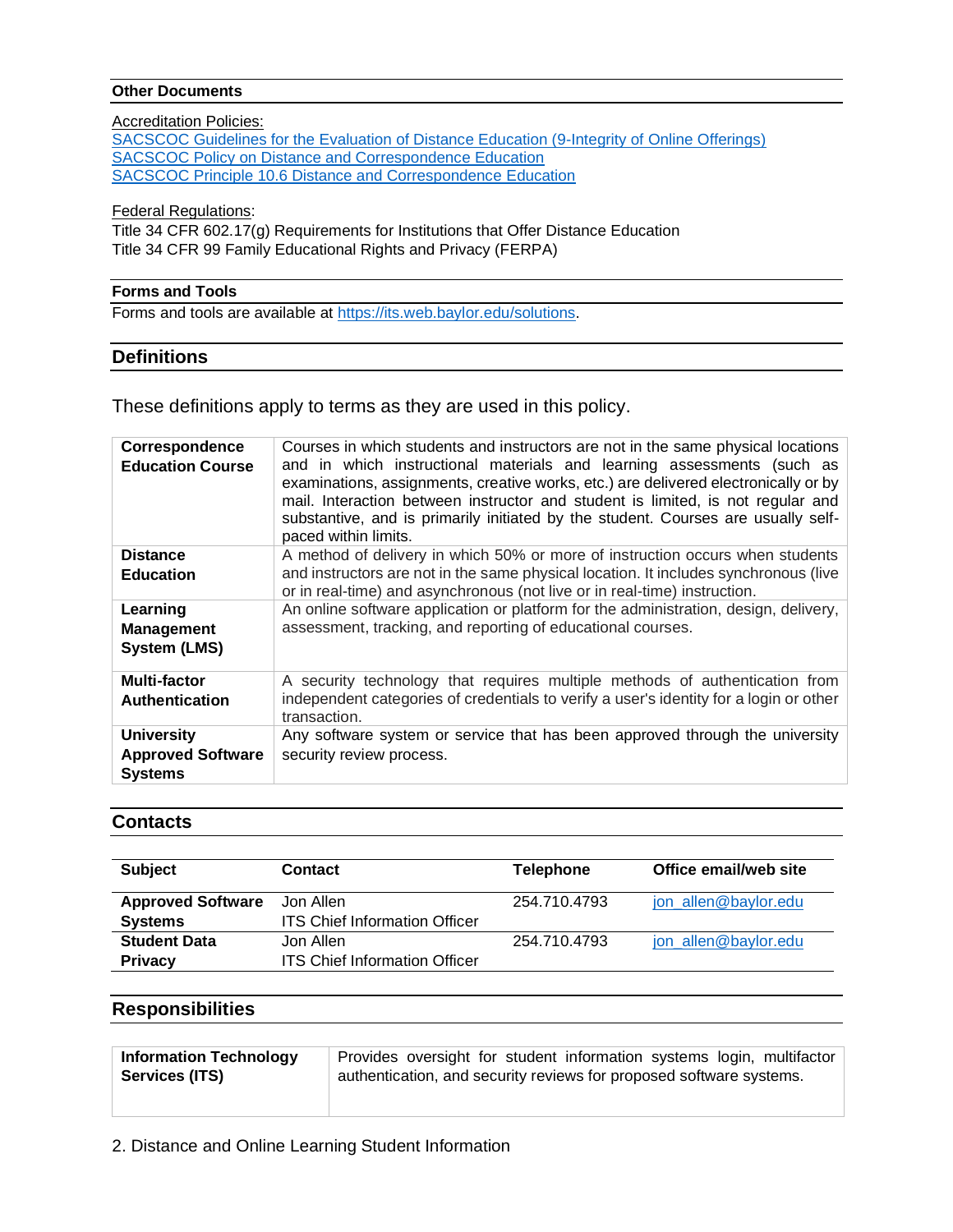### Other Documents

Accreditation Policies:
[SACSCOC Guidelines for the Evaluation of Distance Education (9-Integrity of Online Offerings)]
[SACSCOC Policy on Distance and Correspondence Education]
[SACSCOC Principle 10.6 Distance and Correspondence Education]

Federal Regulations:
Title 34 CFR 602.17(g) Requirements for Institutions that Offer Distance Education
Title 34 CFR 99 Family Educational Rights and Privacy (FERPA)

### Forms and Tools

Forms and tools are available at https://its.web.baylor.edu/solutions.

## Definitions

These definitions apply to terms as they are used in this policy.

| | |
|---|---|
| **Correspondence Education Course** | Courses in which students and instructors are not in the same physical locations and in which instructional materials and learning assessments (such as examinations, assignments, creative works, etc.) are delivered electronically or by mail. Interaction between instructor and student is limited, is not regular and substantive, and is primarily initiated by the student. Courses are usually self-paced within limits. |
| **Distance Education** | A method of delivery in which 50% or more of instruction occurs when students and instructors are not in the same physical location. It includes synchronous (live or in real-time) and asynchronous (not live or in real-time) instruction. |
| **Learning Management System (LMS)** | An online software application or platform for the administration, design, delivery, assessment, tracking, and reporting of educational courses. |
| **Multi-factor Authentication** | A security technology that requires multiple methods of authentication from independent categories of credentials to verify a user's identity for a login or other transaction. |
| **University Approved Software Systems** | Any software system or service that has been approved through the university security review process. |

## Contacts

| Subject | Contact | Telephone | Office email/web site |
|---|---|---|---|
| **Approved Software Systems** | Jon Allen<br>ITS Chief Information Officer | 254.710.4793 | jon_allen@baylor.edu |
| **Student Data Privacy** | Jon Allen<br>ITS Chief Information Officer | 254.710.4793 | jon_allen@baylor.edu |

## Responsibilities

| | |
|---|---|
| **Information Technology Services (ITS)** | Provides oversight for student information systems login, multifactor authentication, and security reviews for proposed software systems. |

2. Distance and Online Learning Student Information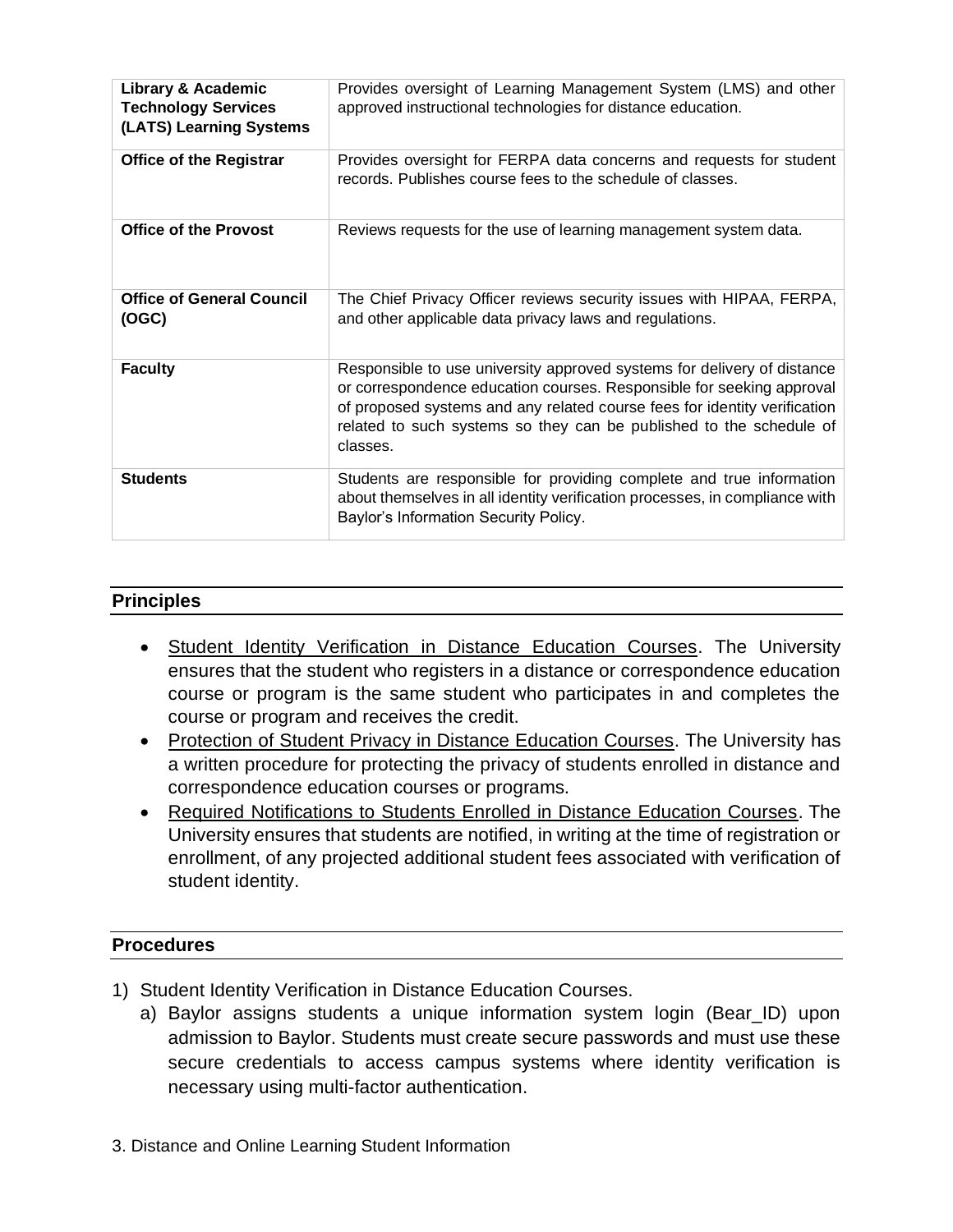| | |
|---|---|
| **Library & Academic Technology Services (LATS) Learning Systems** | Provides oversight of Learning Management System (LMS) and other approved instructional technologies for distance education. |
| **Office of the Registrar** | Provides oversight for FERPA data concerns and requests for student records. Publishes course fees to the schedule of classes. |
| **Office of the Provost** | Reviews requests for the use of learning management system data. |
| **Office of General Council (OGC)** | The Chief Privacy Officer reviews security issues with HIPAA, FERPA, and other applicable data privacy laws and regulations. |
| **Faculty** | Responsible to use university approved systems for delivery of distance or correspondence education courses. Responsible for seeking approval of proposed systems and any related course fees for identity verification related to such systems so they can be published to the schedule of classes. |
| **Students** | Students are responsible for providing complete and true information about themselves in all identity verification processes, in compliance with Baylor's Information Security Policy. |

## Principles

- Student Identity Verification in Distance Education Courses. The University ensures that the student who registers in a distance or correspondence education course or program is the same student who participates in and completes the course or program and receives the credit.
- Protection of Student Privacy in Distance Education Courses. The University has a written procedure for protecting the privacy of students enrolled in distance and correspondence education courses or programs.
- Required Notifications to Students Enrolled in Distance Education Courses. The University ensures that students are notified, in writing at the time of registration or enrollment, of any projected additional student fees associated with verification of student identity.

## Procedures

1) Student Identity Verification in Distance Education Courses.
   a) Baylor assigns students a unique information system login (Bear_ID) upon admission to Baylor. Students must create secure passwords and must use these secure credentials to access campus systems where identity verification is necessary using multi-factor authentication.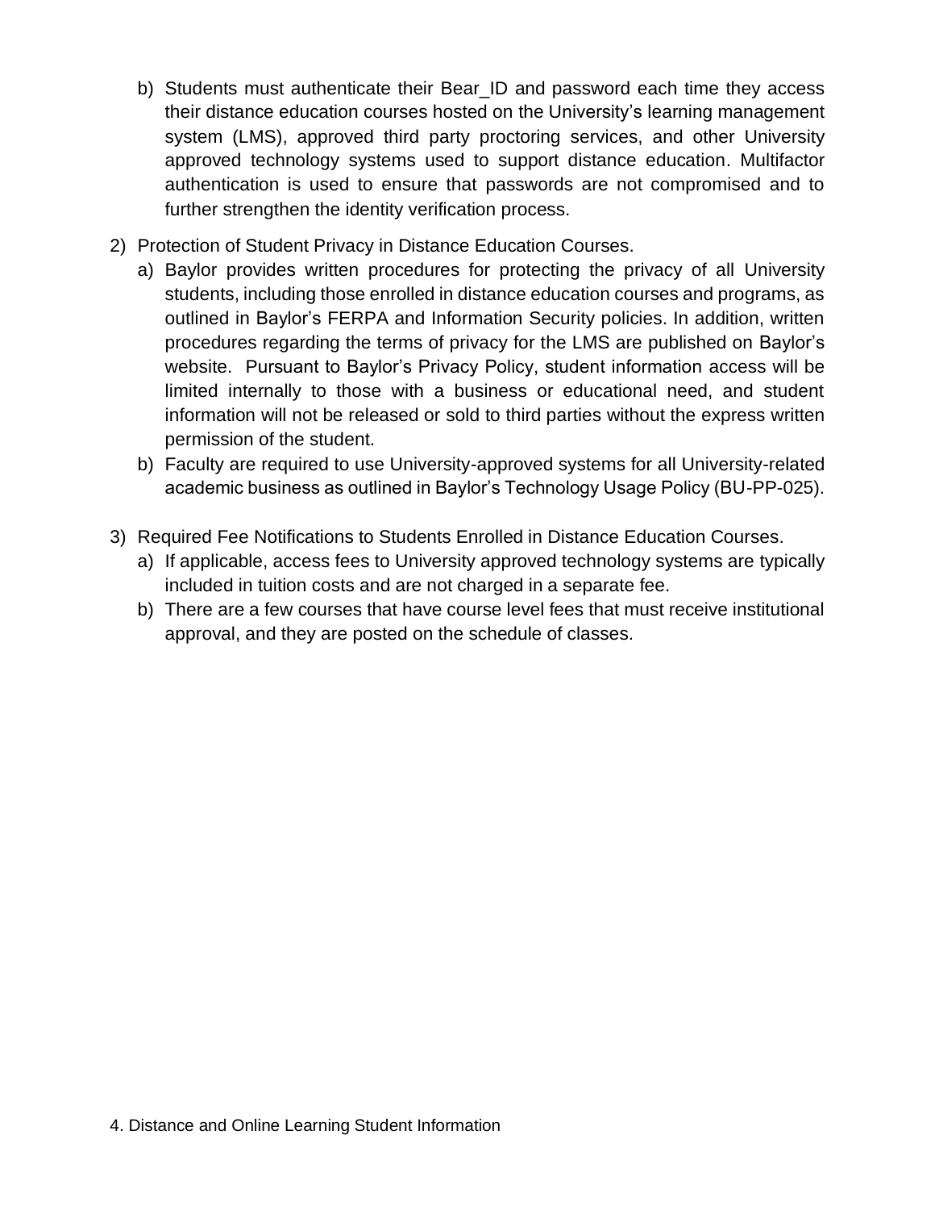b) Students must authenticate their Bear_ID and password each time they access their distance education courses hosted on the University's learning management system (LMS), approved third party proctoring services, and other University approved technology systems used to support distance education. Multifactor authentication is used to ensure that passwords are not compromised and to further strengthen the identity verification process.

2) Protection of Student Privacy in Distance Education Courses.
   a) Baylor provides written procedures for protecting the privacy of all University students, including those enrolled in distance education courses and programs, as outlined in Baylor's FERPA and Information Security policies. In addition, written procedures regarding the terms of privacy for the LMS are published on Baylor's website. Pursuant to Baylor's Privacy Policy, student information access will be limited internally to those with a business or educational need, and student information will not be released or sold to third parties without the express written permission of the student.
   b) Faculty are required to use University-approved systems for all University-related academic business as outlined in Baylor's Technology Usage Policy (BU-PP-025).

3) Required Fee Notifications to Students Enrolled in Distance Education Courses.
   a) If applicable, access fees to University approved technology systems are typically included in tuition costs and are not charged in a separate fee.
   b) There are a few courses that have course level fees that must receive institutional approval, and they are posted on the schedule of classes.